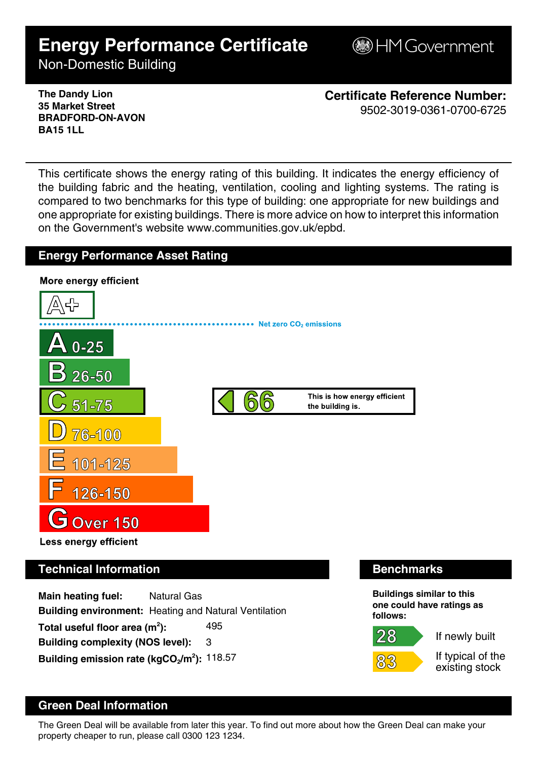# Energy Performance Certificate

Non-Domestic Building

HM Government

**The Dandy Lion**
**35 Market Street**
**BRADFORD-ON-AVON**
**BA15 1LL**

**Certificate Reference Number:**
9502-3019-0361-0700-6725

This certificate shows the energy rating of this building. It indicates the energy efficiency of the building fabric and the heating, ventilation, cooling and lighting systems. The rating is compared to two benchmarks for this type of building: one appropriate for new buildings and one appropriate for existing buildings. There is more advice on how to interpret this information on the Government's website www.communities.gov.uk/epbd.

## Energy Performance Asset Rating

**More energy efficient**

A+

Net zero $CO_2$ emissions

A 0-25

B 26-50

C 51-75

D 76-100

E 101-125

F 126-150

G Over 150

**Less energy efficient**

**66** — This is how energy efficient the building is.

## Technical Information

**Main heating fuel:** Natural Gas

**Building environment:** Heating and Natural Ventilation

**Total useful floor area ($m^2$):** 495

**Building complexity (NOS level):** 3

**Building emission rate ($kgCO_2/m^2$):** 118.57

## Benchmarks

**Buildings similar to this one could have ratings as follows:**

28 — If newly built

83 — If typical of the existing stock

## Green Deal Information

The Green Deal will be available from later this year. To find out more about how the Green Deal can make your property cheaper to run, please call 0300 123 1234.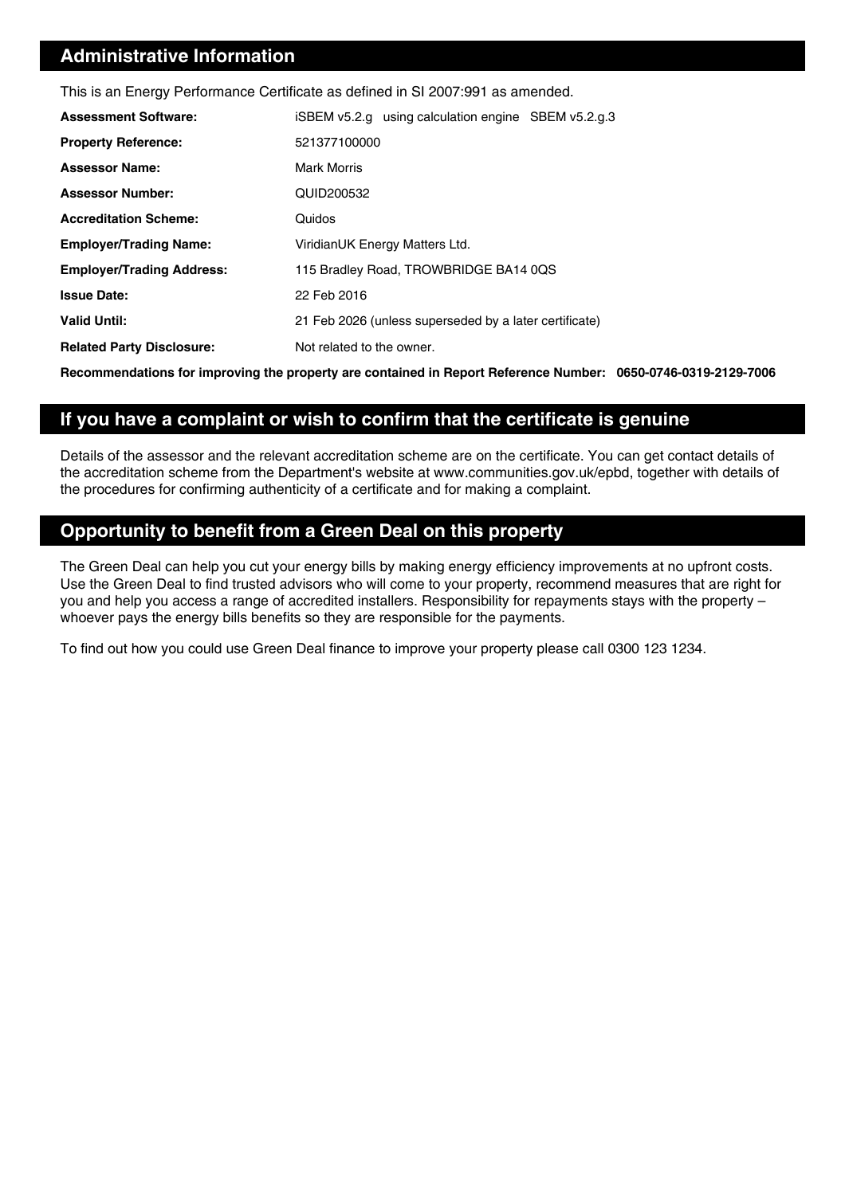## Administrative Information

This is an Energy Performance Certificate as defined in SI 2007:991 as amended.

| | |
|---|---|
| **Assessment Software:** | iSBEM v5.2.g using calculation engine SBEM v5.2.g.3 |
| **Property Reference:** | 521377100000 |
| **Assessor Name:** | Mark Morris |
| **Assessor Number:** | QUID200532 |
| **Accreditation Scheme:** | Quidos |
| **Employer/Trading Name:** | ViridianUK Energy Matters Ltd. |
| **Employer/Trading Address:** | 115 Bradley Road, TROWBRIDGE BA14 0QS |
| **Issue Date:** | 22 Feb 2016 |
| **Valid Until:** | 21 Feb 2026 (unless superseded by a later certificate) |
| **Related Party Disclosure:** | Not related to the owner. |

**Recommendations for improving the property are contained in Report Reference Number: 0650-0746-0319-2129-7006**

## If you have a complaint or wish to confirm that the certificate is genuine

Details of the assessor and the relevant accreditation scheme are on the certificate. You can get contact details of the accreditation scheme from the Department's website at www.communities.gov.uk/epbd, together with details of the procedures for confirming authenticity of a certificate and for making a complaint.

## Opportunity to benefit from a Green Deal on this property

The Green Deal can help you cut your energy bills by making energy efficiency improvements at no upfront costs. Use the Green Deal to find trusted advisors who will come to your property, recommend measures that are right for you and help you access a range of accredited installers. Responsibility for repayments stays with the property – whoever pays the energy bills benefits so they are responsible for the payments.

To find out how you could use Green Deal finance to improve your property please call 0300 123 1234.